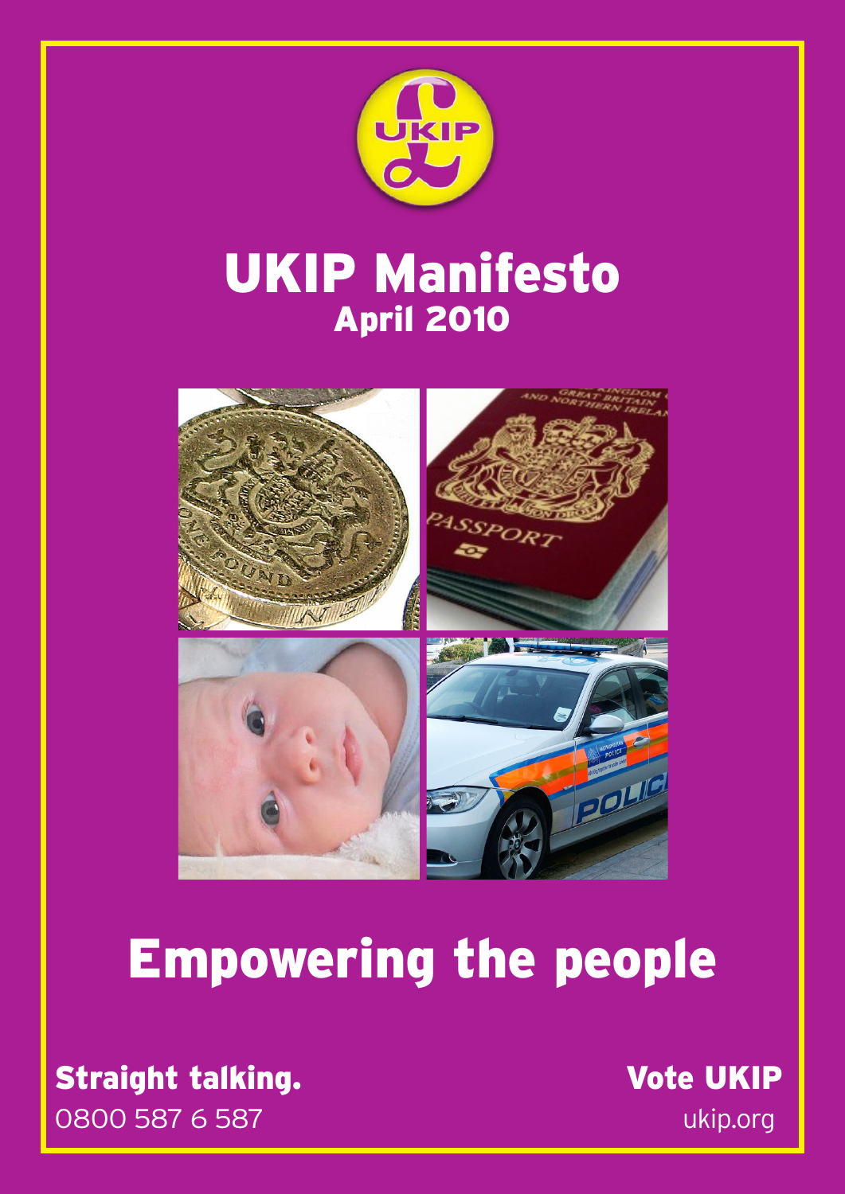UKIP

# UKIP Manifesto

## April 2010

# Empowering the people

**Straight talking.**
0800 587 6 587

**Vote UKIP**
ukip.org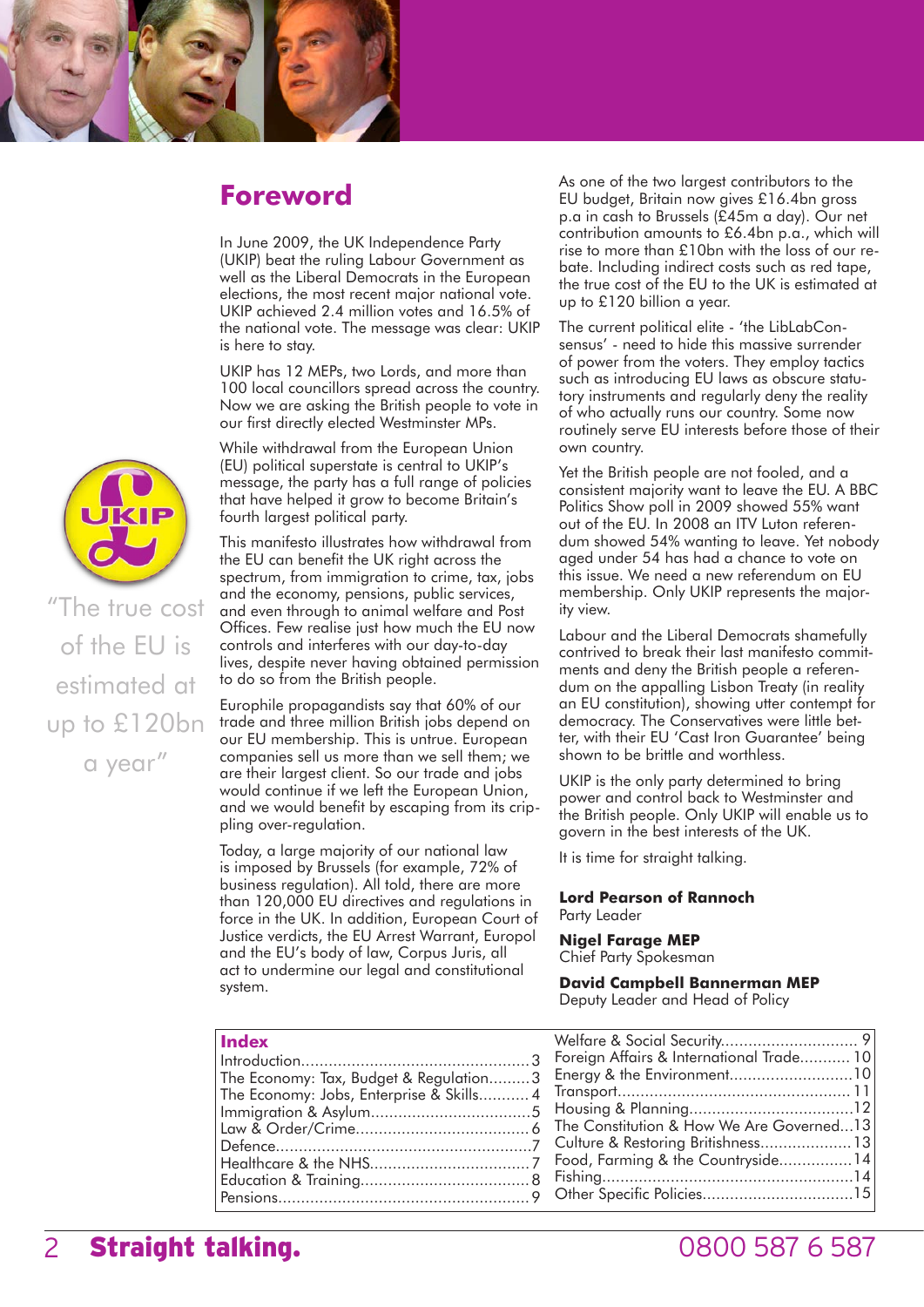# Foreword

In June 2009, the UK Independence Party (UKIP) beat the ruling Labour Government as well as the Liberal Democrats in the European elections, the most recent major national vote. UKIP achieved 2.4 million votes and 16.5% of the national vote. The message was clear: UKIP is here to stay.

UKIP has 12 MEPs, two Lords, and more than 100 local councillors spread across the country. Now we are asking the British people to vote in our first directly elected Westminster MPs.

While withdrawal from the European Union (EU) political superstate is central to UKIP's message, the party has a full range of policies that have helped it grow to become Britain's fourth largest political party.

This manifesto illustrates how withdrawal from the EU can benefit the UK right across the spectrum, from immigration to crime, tax, jobs and the economy, pensions, public services, and even through to animal welfare and Post Offices. Few realise just how much the EU now controls and interferes with our day-to-day lives, despite never having obtained permission to do so from the British people.

Europhile propagandists say that 60% of our trade and three million British jobs depend on our EU membership. This is untrue. European companies sell us more than we sell them; we are their largest client. So our trade and jobs would continue if we left the European Union, and we would benefit by escaping from its crippling over-regulation.

Today, a large majority of our national law is imposed by Brussels (for example, 72% of business regulation). All told, there are more than 120,000 EU directives and regulations in force in the UK. In addition, European Court of Justice verdicts, the EU Arrest Warrant, Europol and the EU's body of law, Corpus Juris, all act to undermine our legal and constitutional system.

"The true cost of the EU is estimated at up to £120bn a year"

As one of the two largest contributors to the EU budget, Britain now gives £16.4bn gross p.a in cash to Brussels (£45m a day). Our net contribution amounts to £6.4bn p.a., which will rise to more than £10bn with the loss of our rebate. Including indirect costs such as red tape, the true cost of the EU to the UK is estimated at up to £120 billion a year.

The current political elite - 'the LibLabCon-sensus' - need to hide this massive surrender of power from the voters. They employ tactics such as introducing EU laws as obscure statutory instruments and regularly deny the reality of who actually runs our country. Some now routinely serve EU interests before those of their own country.

Yet the British people are not fooled, and a consistent majority want to leave the EU. A BBC Politics Show poll in 2009 showed 55% want out of the EU. In 2008 an ITV Luton referendum showed 54% wanting to leave. Yet nobody aged under 54 has had a chance to vote on this issue. We need a new referendum on EU membership. Only UKIP represents the majority view.

Labour and the Liberal Democrats shamefully contrived to break their last manifesto commitments and deny the British people a referendum on the appalling Lisbon Treaty (in reality an EU constitution), showing utter contempt for democracy. The Conservatives were little better, with their EU 'Cast Iron Guarantee' being shown to be brittle and worthless.

UKIP is the only party determined to bring power and control back to Westminster and the British people. Only UKIP will enable us to govern in the best interests of the UK.

It is time for straight talking.

**Lord Pearson of Rannoch**
Party Leader

**Nigel Farage MEP**
Chief Party Spokesman

**David Campbell Bannerman MEP**
Deputy Leader and Head of Policy

## Index

| Section | Page |
|---|---|
| Introduction | 3 |
| The Economy: Tax, Budget & Regulation | 3 |
| The Economy: Jobs, Enterprise & Skills | 4 |
| Immigration & Asylum | 5 |
| Law & Order/Crime | 6 |
| Defence | 7 |
| Healthcare & the NHS | 7 |
| Education & Training | 8 |
| Pensions | 9 |
| Welfare & Social Security | 9 |
| Foreign Affairs & International Trade | 10 |
| Energy & the Environment | 10 |
| Transport | 11 |
| Housing & Planning | 12 |
| The Constitution & How We Are Governed | 13 |
| Culture & Restoring Britishness | 13 |
| Food, Farming & the Countryside | 14 |
| Fishing | 14 |
| Other Specific Policies | 15 |

**Straight talking.** 0800 587 6 587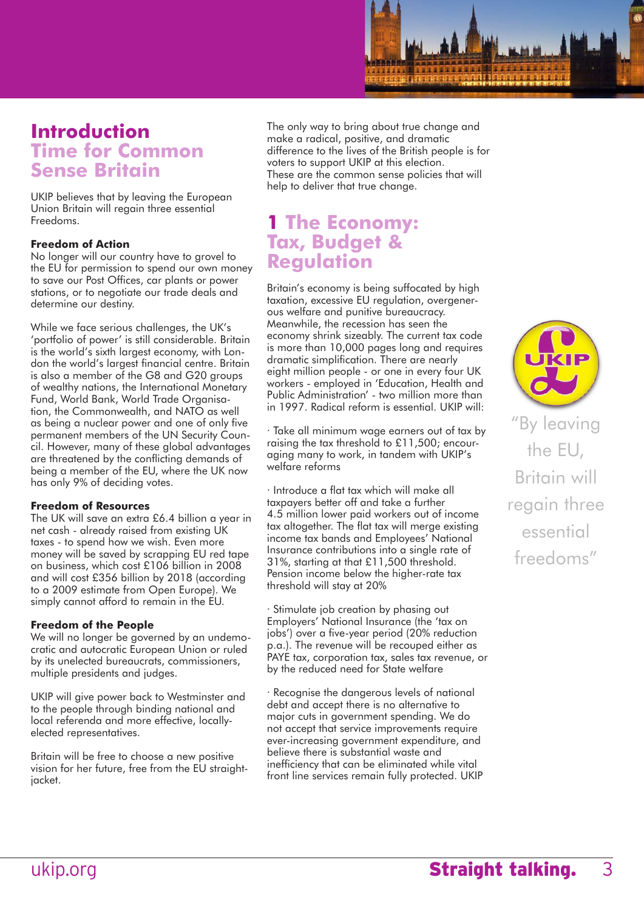# Introduction
## Time for Common Sense Britain

UKIP believes that by leaving the European Union Britain will regain three essential Freedoms.

**Freedom of Action**
No longer will our country have to grovel to the EU for permission to spend our own money to save our Post Offices, car plants or power stations, or to negotiate our trade deals and determine our destiny.

While we face serious challenges, the UK's 'portfolio of power' is still considerable. Britain is the world's sixth largest economy, with London the world's largest financial centre. Britain is also a member of the G8 and G20 groups of wealthy nations, the International Monetary Fund, World Bank, World Trade Organisation, the Commonwealth, and NATO as well as being a nuclear power and one of only five permanent members of the UN Security Council. However, many of these global advantages are threatened by the conflicting demands of being a member of the EU, where the UK now has only 9% of deciding votes.

**Freedom of Resources**
The UK will save an extra £6.4 billion a year in net cash - already raised from existing UK taxes - to spend how we wish. Even more money will be saved by scrapping EU red tape on business, which cost £106 billion in 2008 and will cost £356 billion by 2018 (according to a 2009 estimate from Open Europe). We simply cannot afford to remain in the EU.

**Freedom of the People**
We will no longer be governed by an undemocratic and autocratic European Union or ruled by its unelected bureaucrats, commissioners, multiple presidents and judges.

UKIP will give power back to Westminster and to the people through binding national and local referenda and more effective, locally-elected representatives.

Britain will be free to choose a new positive vision for her future, free from the EU straight-jacket.

The only way to bring about true change and make a radical, positive, and dramatic difference to the lives of the British people is for voters to support UKIP at this election. These are the common sense policies that will help to deliver that true change.

# 1 The Economy: Tax, Budget & Regulation

Britain's economy is being suffocated by high taxation, excessive EU regulation, overgenerous welfare and punitive bureaucracy. Meanwhile, the recession has seen the economy shrink sizeably. The current tax code is more than 10,000 pages long and requires dramatic simplification. There are nearly eight million people - or one in every four UK workers - employed in 'Education, Health and Public Administration' - two million more than in 1997. Radical reform is essential. UKIP will:

- Take all minimum wage earners out of tax by raising the tax threshold to £11,500; encouraging many to work, in tandem with UKIP's welfare reforms
- Introduce a flat tax which will make all taxpayers better off and take a further 4.5 million lower paid workers out of income tax altogether. The flat tax will merge existing income tax bands and Employees' National Insurance contributions into a single rate of 31%, starting at that £11,500 threshold. Pension income below the higher-rate tax threshold will stay at 20%
- Stimulate job creation by phasing out Employers' National Insurance (the 'tax on jobs') over a five-year period (20% reduction p.a.). The revenue will be recouped either as PAYE tax, corporation tax, sales tax revenue, or by the reduced need for State welfare
- Recognise the dangerous levels of national debt and accept there is no alternative to major cuts in government spending. We do not accept that service improvements require ever-increasing government expenditure, and believe there is substantial waste and inefficiency that can be eliminated while vital front line services remain fully protected. UKIP

"By leaving the EU, Britain will regain three essential freedoms"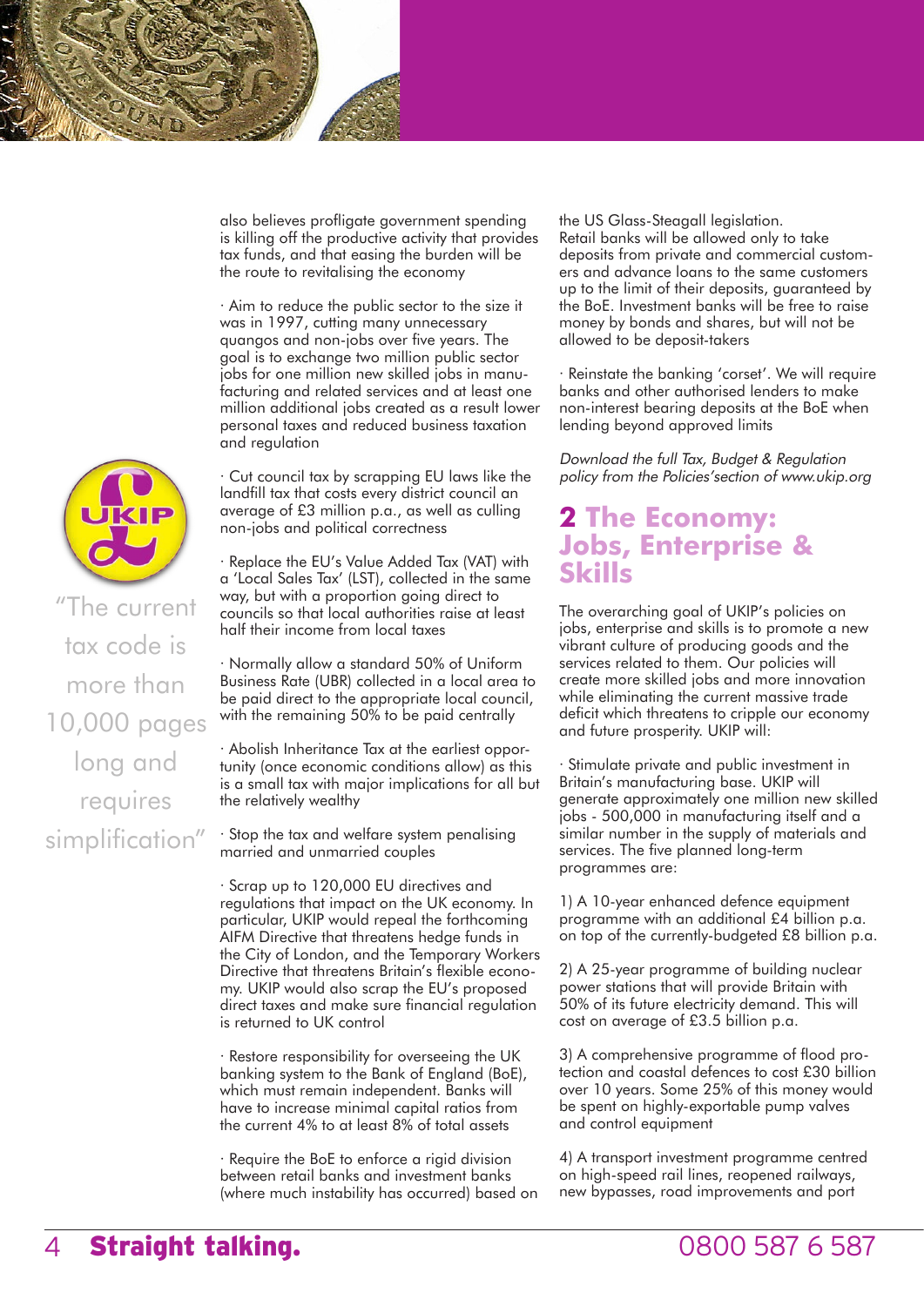also believes profligate government spending is killing off the productive activity that provides tax funds, and that easing the burden will be the route to revitalising the economy

· Aim to reduce the public sector to the size it was in 1997, cutting many unnecessary quangos and non-jobs over five years. The goal is to exchange two million public sector jobs for one million new skilled jobs in manufacturing and related services and at least one million additional jobs created as a result lower personal taxes and reduced business taxation and regulation

· Cut council tax by scrapping EU laws like the landfill tax that costs every district council an average of £3 million p.a., as well as culling non-jobs and political correctness

· Replace the EU's Value Added Tax (VAT) with a 'Local Sales Tax' (LST), collected in the same way, but with a proportion going direct to councils so that local authorities raise at least half their income from local taxes

· Normally allow a standard 50% of Uniform Business Rate (UBR) collected in a local area to be paid direct to the appropriate local council, with the remaining 50% to be paid centrally

· Abolish Inheritance Tax at the earliest opportunity (once economic conditions allow) as this is a small tax with major implications for all but the relatively wealthy

· Stop the tax and welfare system penalising married and unmarried couples

· Scrap up to 120,000 EU directives and regulations that impact on the UK economy. In particular, UKIP would repeal the forthcoming AIFM Directive that threatens hedge funds in the City of London, and the Temporary Workers Directive that threatens Britain's flexible economy. UKIP would also scrap the EU's proposed direct taxes and make sure financial regulation is returned to UK control

· Restore responsibility for overseeing the UK banking system to the Bank of England (BoE), which must remain independent. Banks will have to increase minimal capital ratios from the current 4% to at least 8% of total assets

· Require the BoE to enforce a rigid division between retail banks and investment banks (where much instability has occurred) based on the US Glass-Steagall legislation. Retail banks will be allowed only to take deposits from private and commercial customers and advance loans to the same customers up to the limit of their deposits, guaranteed by the BoE. Investment banks will be free to raise money by bonds and shares, but will not be allowed to be deposit-takers

· Reinstate the banking 'corset'. We will require banks and other authorised lenders to make non-interest bearing deposits at the BoE when lending beyond approved limits

*Download the full Tax, Budget & Regulation policy from the Policies'section of www.ukip.org*

"The current tax code is more than 10,000 pages long and requires simplification"

## 2 The Economy: Jobs, Enterprise & Skills

The overarching goal of UKIP's policies on jobs, enterprise and skills is to promote a new vibrant culture of producing goods and the services related to them. Our policies will create more skilled jobs and more innovation while eliminating the current massive trade deficit which threatens to cripple our economy and future prosperity. UKIP will:

· Stimulate private and public investment in Britain's manufacturing base. UKIP will generate approximately one million new skilled jobs - 500,000 in manufacturing itself and a similar number in the supply of materials and services. The five planned long-term programmes are:

1) A 10-year enhanced defence equipment programme with an additional £4 billion p.a. on top of the currently-budgeted £8 billion p.a.

2) A 25-year programme of building nuclear power stations that will provide Britain with 50% of its future electricity demand. This will cost on average of £3.5 billion p.a.

3) A comprehensive programme of flood protection and coastal defences to cost £30 billion over 10 years. Some 25% of this money would be spent on highly-exportable pump valves and control equipment

4) A transport investment programme centred on high-speed rail lines, reopened railways, new bypasses, road improvements and port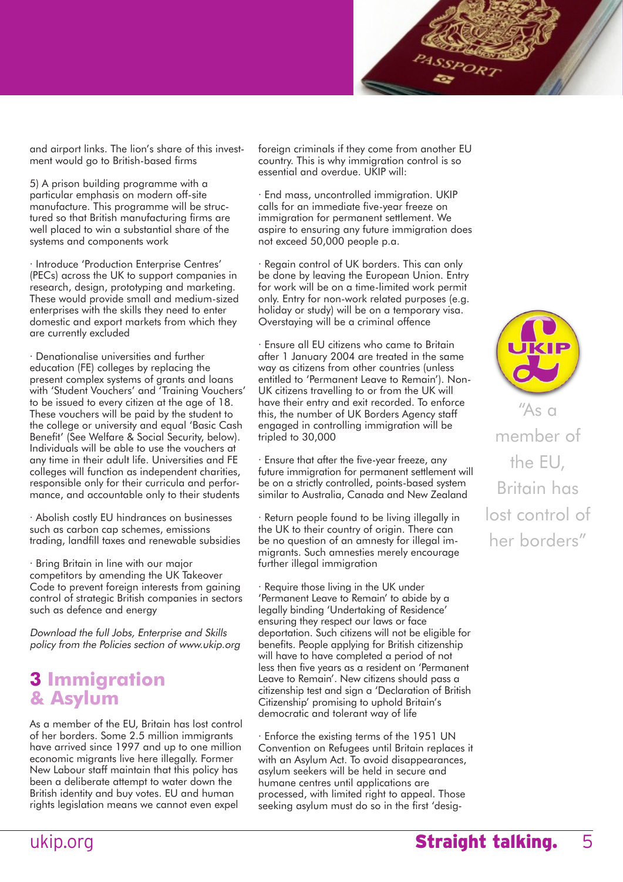and airport links. The lion's share of this investment would go to British-based firms

5) A prison building programme with a particular emphasis on modern off-site manufacture. This programme will be structured so that British manufacturing firms are well placed to win a substantial share of the systems and components work

· Introduce 'Production Enterprise Centres' (PECs) across the UK to support companies in research, design, prototyping and marketing. These would provide small and medium-sized enterprises with the skills they need to enter domestic and export markets from which they are currently excluded

· Denationalise universities and further education (FE) colleges by replacing the present complex systems of grants and loans with 'Student Vouchers' and 'Training Vouchers' to be issued to every citizen at the age of 18. These vouchers will be paid by the student to the college or university and equal 'Basic Cash Benefit' (See Welfare & Social Security, below). Individuals will be able to use the vouchers at any time in their adult life. Universities and FE colleges will function as independent charities, responsible only for their curricula and performance, and accountable only to their students

· Abolish costly EU hindrances on businesses such as carbon cap schemes, emissions trading, landfill taxes and renewable subsidies

· Bring Britain in line with our major competitors by amending the UK Takeover Code to prevent foreign interests from gaining control of strategic British companies in sectors such as defence and energy

*Download the full Jobs, Enterprise and Skills policy from the Policies section of www.ukip.org*

## 3 Immigration & Asylum

As a member of the EU, Britain has lost control of her borders. Some 2.5 million immigrants have arrived since 1997 and up to one million economic migrants live here illegally. Former New Labour staff maintain that this policy has been a deliberate attempt to water down the British identity and buy votes. EU and human rights legislation means we cannot even expel foreign criminals if they come from another EU country. This is why immigration control is so essential and overdue. UKIP will:

· End mass, uncontrolled immigration. UKIP calls for an immediate five-year freeze on immigration for permanent settlement. We aspire to ensuring any future immigration does not exceed 50,000 people p.a.

· Regain control of UK borders. This can only be done by leaving the European Union. Entry for work will be on a time-limited work permit only. Entry for non-work related purposes (e.g. holiday or study) will be on a temporary visa. Overstaying will be a criminal offence

· Ensure all EU citizens who came to Britain after 1 January 2004 are treated in the same way as citizens from other countries (unless entitled to 'Permanent Leave to Remain'). Non-UK citizens travelling to or from the UK will have their entry and exit recorded. To enforce this, the number of UK Borders Agency staff engaged in controlling immigration will be tripled to 30,000

· Ensure that after the five-year freeze, any future immigration for permanent settlement will be on a strictly controlled, points-based system similar to Australia, Canada and New Zealand

· Return people found to be living illegally in the UK to their country of origin. There can be no question of an amnesty for illegal immigrants. Such amnesties merely encourage further illegal immigration

· Require those living in the UK under 'Permanent Leave to Remain' to abide by a legally binding 'Undertaking of Residence' ensuring they respect our laws or face deportation. Such citizens will not be eligible for benefits. People applying for British citizenship will have to have completed a period of not less then five years as a resident on 'Permanent Leave to Remain'. New citizens should pass a citizenship test and sign a 'Declaration of British Citizenship' promising to uphold Britain's democratic and tolerant way of life

· Enforce the existing terms of the 1951 UN Convention on Refugees until Britain replaces it with an Asylum Act. To avoid disappearances, asylum seekers will be held in secure and humane centres until applications are processed, with limited right to appeal. Those seeking asylum must do so in the first 'desig-

"As a member of the EU, Britain has lost control of her borders"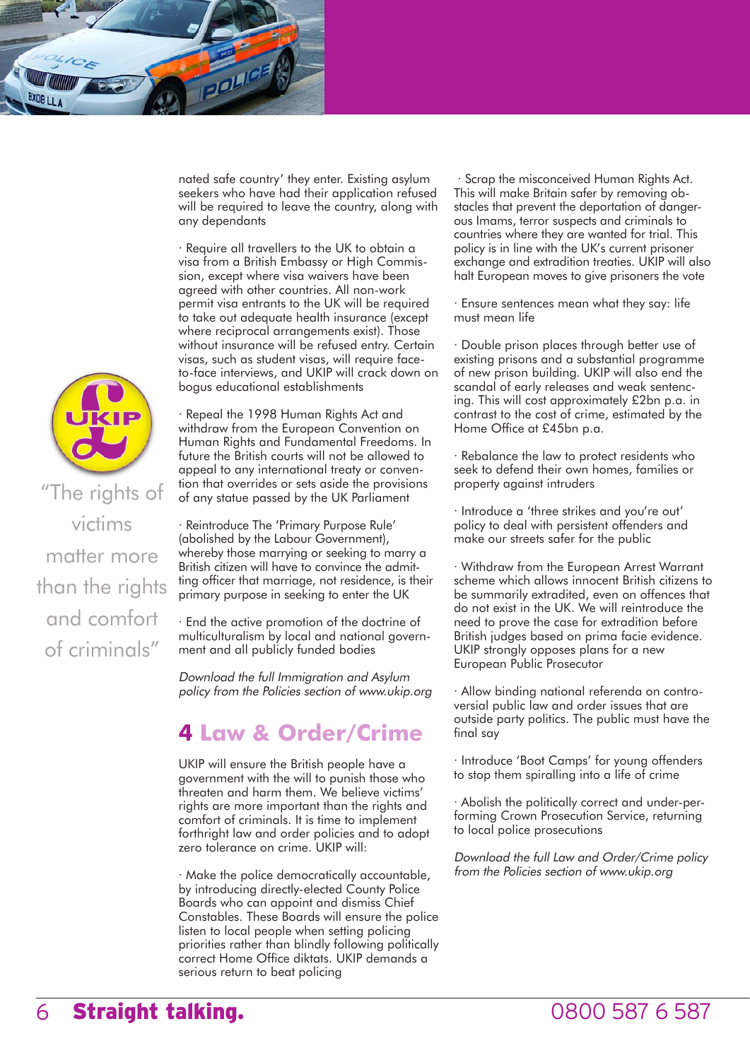nated safe country' they enter. Existing asylum seekers who have had their application refused will be required to leave the country, along with any dependants

· Require all travellers to the UK to obtain a visa from a British Embassy or High Commission, except where visa waivers have been agreed with other countries. All non-work permit visa entrants to the UK will be required to take out adequate health insurance (except where reciprocal arrangements exist). Those without insurance will be refused entry. Certain visas, such as student visas, will require face-to-face interviews, and UKIP will crack down on bogus educational establishments

· Repeal the 1998 Human Rights Act and withdraw from the European Convention on Human Rights and Fundamental Freedoms. In future the British courts will not be allowed to appeal to any international treaty or convention that overrides or sets aside the provisions of any statue passed by the UK Parliament

· Reintroduce The 'Primary Purpose Rule' (abolished by the Labour Government), whereby those marrying or seeking to marry a British citizen will have to convince the admitting officer that marriage, not residence, is their primary purpose in seeking to enter the UK

· End the active promotion of the doctrine of multiculturalism by local and national government and all publicly funded bodies

*Download the full Immigration and Asylum policy from the Policies section of www.ukip.org*

"The rights of victims matter more than the rights and comfort of criminals"

## 4 Law & Order/Crime

UKIP will ensure the British people have a government with the will to punish those who threaten and harm them. We believe victims' rights are more important than the rights and comfort of criminals. It is time to implement forthright law and order policies and to adopt zero tolerance on crime. UKIP will:

· Make the police democratically accountable, by introducing directly-elected County Police Boards who can appoint and dismiss Chief Constables. These Boards will ensure the police listen to local people when setting policing priorities rather than blindly following politically correct Home Office diktats. UKIP demands a serious return to beat policing

· Scrap the misconceived Human Rights Act. This will make Britain safer by removing obstacles that prevent the deportation of dangerous Imams, terror suspects and criminals to countries where they are wanted for trial. This policy is in line with the UK's current prisoner exchange and extradition treaties. UKIP will also halt European moves to give prisoners the vote

· Ensure sentences mean what they say: life must mean life

· Double prison places through better use of existing prisons and a substantial programme of new prison building. UKIP will also end the scandal of early releases and weak sentencing. This will cost approximately £2bn p.a. in contrast to the cost of crime, estimated by the Home Office at £45bn p.a.

· Rebalance the law to protect residents who seek to defend their own homes, families or property against intruders

· Introduce a 'three strikes and you're out' policy to deal with persistent offenders and make our streets safer for the public

· Withdraw from the European Arrest Warrant scheme which allows innocent British citizens to be summarily extradited, even on offences that do not exist in the UK. We will reintroduce the need to prove the case for extradition before British judges based on prima facie evidence. UKIP strongly opposes plans for a new European Public Prosecutor

· Allow binding national referenda on controversial public law and order issues that are outside party politics. The public must have the final say

· Introduce 'Boot Camps' for young offenders to stop them spiralling into a life of crime

· Abolish the politically correct and under-performing Crown Prosecution Service, returning to local police prosecutions

*Download the full Law and Order/Crime policy from the Policies section of www.ukip.org*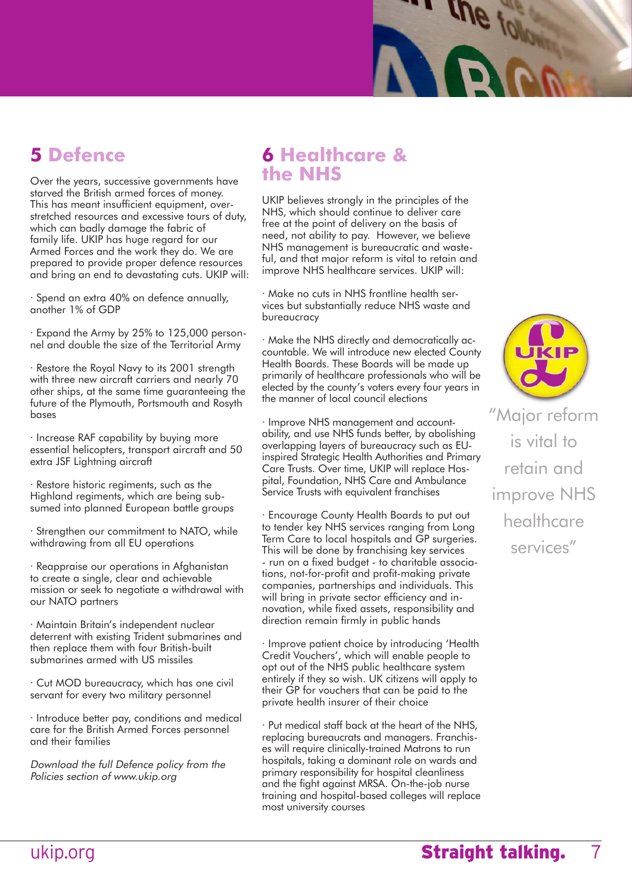## 5 Defence

Over the years, successive governments have starved the British armed forces of money. This has meant insufficient equipment, over-stretched resources and excessive tours of duty, which can badly damage the fabric of family life. UKIP has huge regard for our Armed Forces and the work they do. We are prepared to provide proper defence resources and bring an end to devastating cuts. UKIP will:

· Spend an extra 40% on defence annually, another 1% of GDP

· Expand the Army by 25% to 125,000 personnel and double the size of the Territorial Army

· Restore the Royal Navy to its 2001 strength with three new aircraft carriers and nearly 70 other ships, at the same time guaranteeing the future of the Plymouth, Portsmouth and Rosyth bases

· Increase RAF capability by buying more essential helicopters, transport aircraft and 50 extra JSF Lightning aircraft

· Restore historic regiments, such as the Highland regiments, which are being subsumed into planned European battle groups

· Strengthen our commitment to NATO, while withdrawing from all EU operations

· Reappraise our operations in Afghanistan to create a single, clear and achievable mission or seek to negotiate a withdrawal with our NATO partners

· Maintain Britain's independent nuclear deterrent with existing Trident submarines and then replace them with four British-built submarines armed with US missiles

· Cut MOD bureaucracy, which has one civil servant for every two military personnel

· Introduce better pay, conditions and medical care for the British Armed Forces personnel and their families

*Download the full Defence policy from the Policies section of www.ukip.org*

## 6 Healthcare & the NHS

UKIP believes strongly in the principles of the NHS, which should continue to deliver care free at the point of delivery on the basis of need, not ability to pay. However, we believe NHS management is bureaucratic and wasteful, and that major reform is vital to retain and improve NHS healthcare services. UKIP will:

· Make no cuts in NHS frontline health services but substantially reduce NHS waste and bureaucracy

· Make the NHS directly and democratically accountable. We will introduce new elected County Health Boards. These Boards will be made up primarily of healthcare professionals who will be elected by the county's voters every four years in the manner of local council elections

· Improve NHS management and accountability, and use NHS funds better, by abolishing overlapping layers of bureaucracy such as EU-inspired Strategic Health Authorities and Primary Care Trusts. Over time, UKIP will replace Hospital, Foundation, NHS Care and Ambulance Service Trusts with equivalent franchises

· Encourage County Health Boards to put out to tender key NHS services ranging from Long Term Care to local hospitals and GP surgeries. This will be done by franchising key services - run on a fixed budget - to charitable associations, not-for-profit and profit-making private companies, partnerships and individuals. This will bring in private sector efficiency and innovation, while fixed assets, responsibility and direction remain firmly in public hands

· Improve patient choice by introducing 'Health Credit Vouchers', which will enable people to opt out of the NHS public healthcare system entirely if they so wish. UK citizens will apply to their GP for vouchers that can be paid to the private health insurer of their choice

· Put medical staff back at the heart of the NHS, replacing bureaucrats and managers. Franchises will require clinically-trained Matrons to run hospitals, taking a dominant role on wards and primary responsibility for hospital cleanliness and the fight against MRSA. On-the-job nurse training and hospital-based colleges will replace most university courses

"Major reform is vital to retain and improve NHS healthcare services"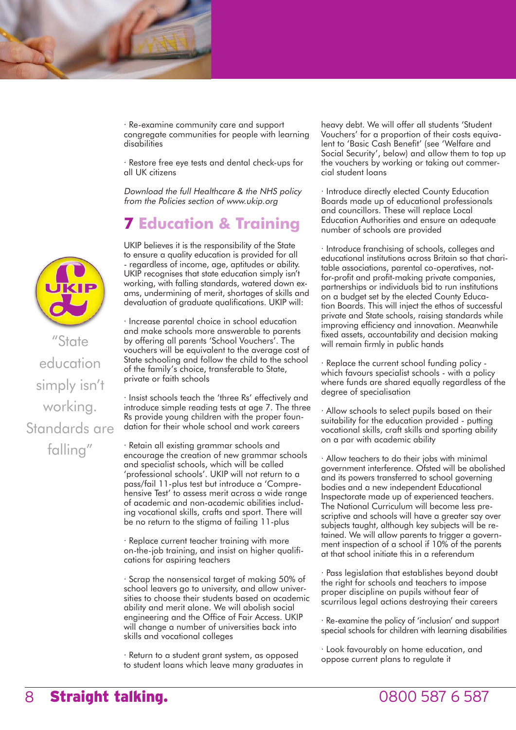· Re-examine community care and support congregate communities for people with learning disabilities

· Restore free eye tests and dental check-ups for all UK citizens

*Download the full Healthcare & the NHS policy from the Policies section of www.ukip.org*

## 7 Education & Training

UKIP believes it is the responsibility of the State to ensure a quality education is provided for all - regardless of income, age, aptitudes or ability. UKIP recognises that state education simply isn't working, with falling standards, watered down exams, undermining of merit, shortages of skills and devaluation of graduate qualifications. UKIP will:

· Increase parental choice in school education and make schools more answerable to parents by offering all parents 'School Vouchers'. The vouchers will be equivalent to the average cost of State schooling and follow the child to the school of the family's choice, transferable to State, private or faith schools

· Insist schools teach the 'three Rs' effectively and introduce simple reading tests at age 7. The three Rs provide young children with the proper foundation for their whole school and work careers

· Retain all existing grammar schools and encourage the creation of new grammar schools and specialist schools, which will be called 'professional schools'. UKIP will not return to a pass/fail 11-plus test but introduce a 'Comprehensive Test' to assess merit across a wide range of academic and non-academic abilities including vocational skills, crafts and sport. There will be no return to the stigma of failing 11-plus

· Replace current teacher training with more on-the-job training, and insist on higher qualifications for aspiring teachers

· Scrap the nonsensical target of making 50% of school leavers go to university, and allow universities to choose their students based on academic ability and merit alone. We will abolish social engineering and the Office of Fair Access. UKIP will change a number of universities back into skills and vocational colleges

· Return to a student grant system, as opposed to student loans which leave many graduates in heavy debt. We will offer all students 'Student Vouchers' for a proportion of their costs equivalent to 'Basic Cash Benefit' (see 'Welfare and Social Security', below) and allow them to top up the vouchers by working or taking out commercial student loans

· Introduce directly elected County Education Boards made up of educational professionals and councillors. These will replace Local Education Authorities and ensure an adequate number of schools are provided

· Introduce franchising of schools, colleges and educational institutions across Britain so that charitable associations, parental co-operatives, not-for-profit and profit-making private companies, partnerships or individuals bid to run institutions on a budget set by the elected County Education Boards. This will inject the ethos of successful private and State schools, raising standards while improving efficiency and innovation. Meanwhile fixed assets, accountability and decision making will remain firmly in public hands

· Replace the current school funding policy - which favours specialist schools - with a policy where funds are shared equally regardless of the degree of specialisation

· Allow schools to select pupils based on their suitability for the education provided - putting vocational skills, craft skills and sporting ability on a par with academic ability

· Allow teachers to do their jobs with minimal government interference. Ofsted will be abolished and its powers transferred to school governing bodies and a new independent Educational Inspectorate made up of experienced teachers. The National Curriculum will become less prescriptive and schools will have a greater say over subjects taught, although key subjects will be retained. We will allow parents to trigger a government inspection of a school if 10% of the parents at that school initiate this in a referendum

· Pass legislation that establishes beyond doubt the right for schools and teachers to impose proper discipline on pupils without fear of scurrilous legal actions destroying their careers

· Re-examine the policy of 'inclusion' and support special schools for children with learning disabilities

· Look favourably on home education, and oppose current plans to regulate it

"State education simply isn't working. Standards are falling"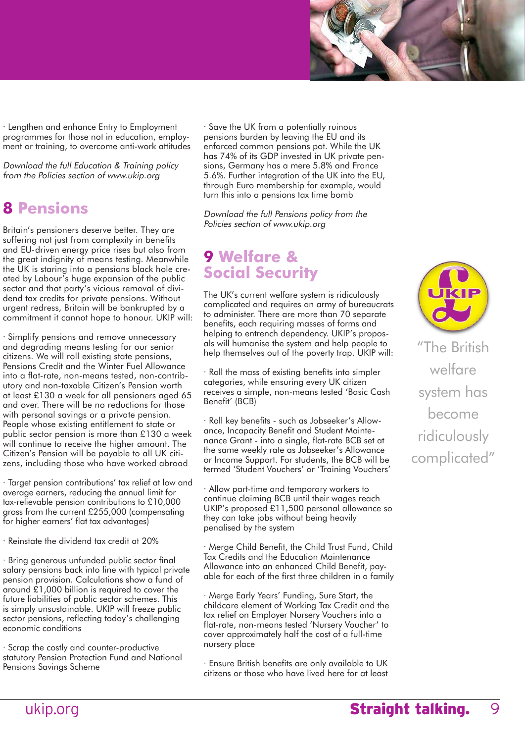· Lengthen and enhance Entry to Employment programmes for those not in education, employment or training, to overcome anti-work attitudes

*Download the full Education & Training policy from the Policies section of www.ukip.org*

## 8 Pensions

Britain's pensioners deserve better. They are suffering not just from complexity in benefits and EU-driven energy price rises but also from the great indignity of means testing. Meanwhile the UK is staring into a pensions black hole created by Labour's huge expansion of the public sector and that party's vicious removal of dividend tax credits for private pensions. Without urgent redress, Britain will be bankrupted by a commitment it cannot hope to honour. UKIP will:

· Simplify pensions and remove unnecessary and degrading means testing for our senior citizens. We will roll existing state pensions, Pensions Credit and the Winter Fuel Allowance into a flat-rate, non-means tested, non-contributory and non-taxable Citizen's Pension worth at least £130 a week for all pensioners aged 65 and over. There will be no reductions for those with personal savings or a private pension. People whose existing entitlement to state or public sector pension is more than £130 a week will continue to receive the higher amount. The Citizen's Pension will be payable to all UK citizens, including those who have worked abroad

· Target pension contributions' tax relief at low and average earners, reducing the annual limit for tax-relievable pension contributions to £10,000 gross from the current £255,000 (compensating for higher earners' flat tax advantages)

· Reinstate the dividend tax credit at 20%

· Bring generous unfunded public sector final salary pensions back into line with typical private pension provision. Calculations show a fund of around £1,000 billion is required to cover the future liabilities of public sector schemes. This is simply unsustainable. UKIP will freeze public sector pensions, reflecting today's challenging economic conditions

· Scrap the costly and counter-productive statutory Pension Protection Fund and National Pensions Savings Scheme

· Save the UK from a potentially ruinous pensions burden by leaving the EU and its enforced common pensions pot. While the UK has 74% of its GDP invested in UK private pensions, Germany has a mere 5.8% and France 5.6%. Further integration of the UK into the EU, through Euro membership for example, would turn this into a pensions tax time bomb

*Download the full Pensions policy from the Policies section of www.ukip.org*

## 9 Welfare & Social Security

The UK's current welfare system is ridiculously complicated and requires an army of bureaucrats to administer. There are more than 70 separate benefits, each requiring masses of forms and helping to entrench dependency. UKIP's proposals will humanise the system and help people to help themselves out of the poverty trap. UKIP will:

· Roll the mass of existing benefits into simpler categories, while ensuring every UK citizen receives a simple, non-means tested 'Basic Cash Benefit' (BCB)

· Roll key benefits - such as Jobseeker's Allowance, Incapacity Benefit and Student Maintenance Grant - into a single, flat-rate BCB set at the same weekly rate as Jobseeker's Allowance or Income Support. For students, the BCB will be termed 'Student Vouchers' or 'Training Vouchers'

· Allow part-time and temporary workers to continue claiming BCB until their wages reach UKIP's proposed £11,500 personal allowance so they can take jobs without being heavily penalised by the system

· Merge Child Benefit, the Child Trust Fund, Child Tax Credits and the Education Maintenance Allowance into an enhanced Child Benefit, payable for each of the first three children in a family

· Merge Early Years' Funding, Sure Start, the childcare element of Working Tax Credit and the tax relief on Employer Nursery Vouchers into a flat-rate, non-means tested 'Nursery Voucher' to cover approximately half the cost of a full-time nursery place

· Ensure British benefits are only available to UK citizens or those who have lived here for at least

"The British welfare system has become ridiculously complicated"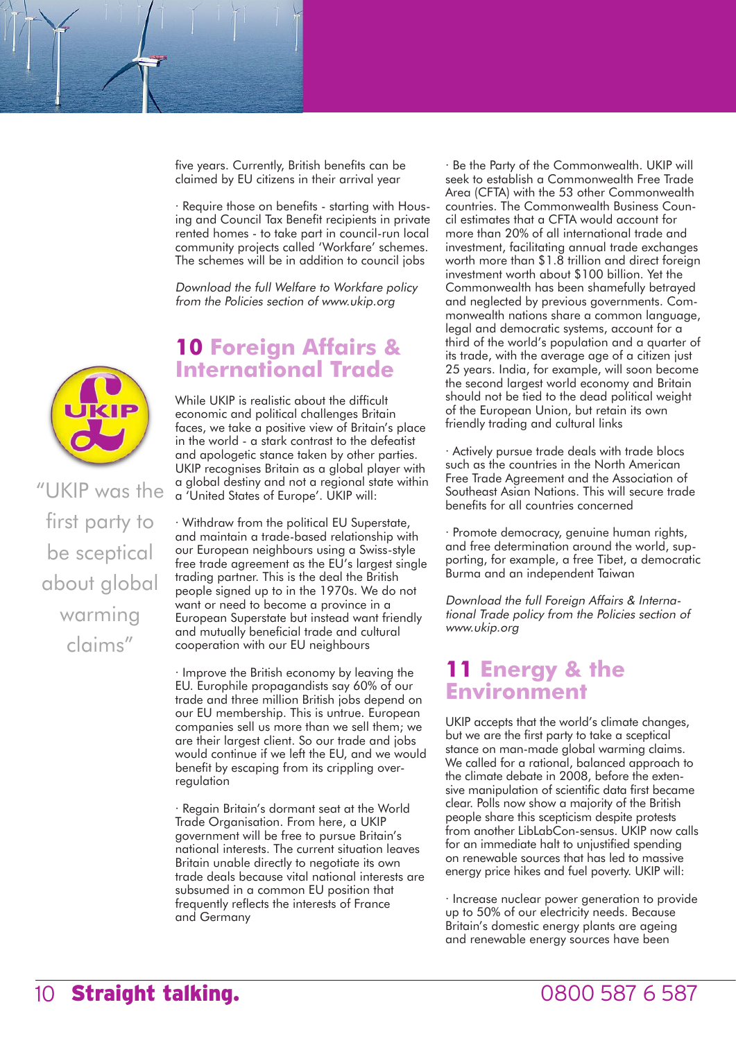five years. Currently, British benefits can be claimed by EU citizens in their arrival year

· Require those on benefits - starting with Housing and Council Tax Benefit recipients in private rented homes - to take part in council-run local community projects called 'Workfare' schemes. The schemes will be in addition to council jobs

*Download the full Welfare to Workfare policy from the Policies section of www.ukip.org*

"UKIP was the first party to be sceptical about global warming claims"

## 10 Foreign Affairs & International Trade

While UKIP is realistic about the difficult economic and political challenges Britain faces, we take a positive view of Britain's place in the world - a stark contrast to the defeatist and apologetic stance taken by other parties. UKIP recognises Britain as a global player with a global destiny and not a regional state within a 'United States of Europe'. UKIP will:

· Withdraw from the political EU Superstate, and maintain a trade-based relationship with our European neighbours using a Swiss-style free trade agreement as the EU's largest single trading partner. This is the deal the British people signed up to in the 1970s. We do not want or need to become a province in a European Superstate but instead want friendly and mutually beneficial trade and cultural cooperation with our EU neighbours

· Improve the British economy by leaving the EU. Europhile propagandists say 60% of our trade and three million British jobs depend on our EU membership. This is untrue. European companies sell us more than we sell them; we are their largest client. So our trade and jobs would continue if we left the EU, and we would benefit by escaping from its crippling over-regulation

· Regain Britain's dormant seat at the World Trade Organisation. From here, a UKIP government will be free to pursue Britain's national interests. The current situation leaves Britain unable directly to negotiate its own trade deals because vital national interests are subsumed in a common EU position that frequently reflects the interests of France and Germany

· Be the Party of the Commonwealth. UKIP will seek to establish a Commonwealth Free Trade Area (CFTA) with the 53 other Commonwealth countries. The Commonwealth Business Council estimates that a CFTA would account for more than 20% of all international trade and investment, facilitating annual trade exchanges worth more than \$1.8 trillion and direct foreign investment worth about \$100 billion. Yet the Commonwealth has been shamefully betrayed and neglected by previous governments. Commonwealth nations share a common language, legal and democratic systems, account for a third of the world's population and a quarter of its trade, with the average age of a citizen just 25 years. India, for example, will soon become the second largest world economy and Britain should not be tied to the dead political weight of the European Union, but retain its own friendly trading and cultural links

· Actively pursue trade deals with trade blocs such as the countries in the North American Free Trade Agreement and the Association of Southeast Asian Nations. This will secure trade benefits for all countries concerned

· Promote democracy, genuine human rights, and free determination around the world, supporting, for example, a free Tibet, a democratic Burma and an independent Taiwan

*Download the full Foreign Affairs & International Trade policy from the Policies section of www.ukip.org*

## 11 Energy & the Environment

UKIP accepts that the world's climate changes, but we are the first party to take a sceptical stance on man-made global warming claims. We called for a rational, balanced approach to the climate debate in 2008, before the extensive manipulation of scientific data first became clear. Polls now show a majority of the British people share this scepticism despite protests from another LibLabCon-sensus. UKIP now calls for an immediate halt to unjustified spending on renewable sources that has led to massive energy price hikes and fuel poverty. UKIP will:

· Increase nuclear power generation to provide up to 50% of our electricity needs. Because Britain's domestic energy plants are ageing and renewable energy sources have been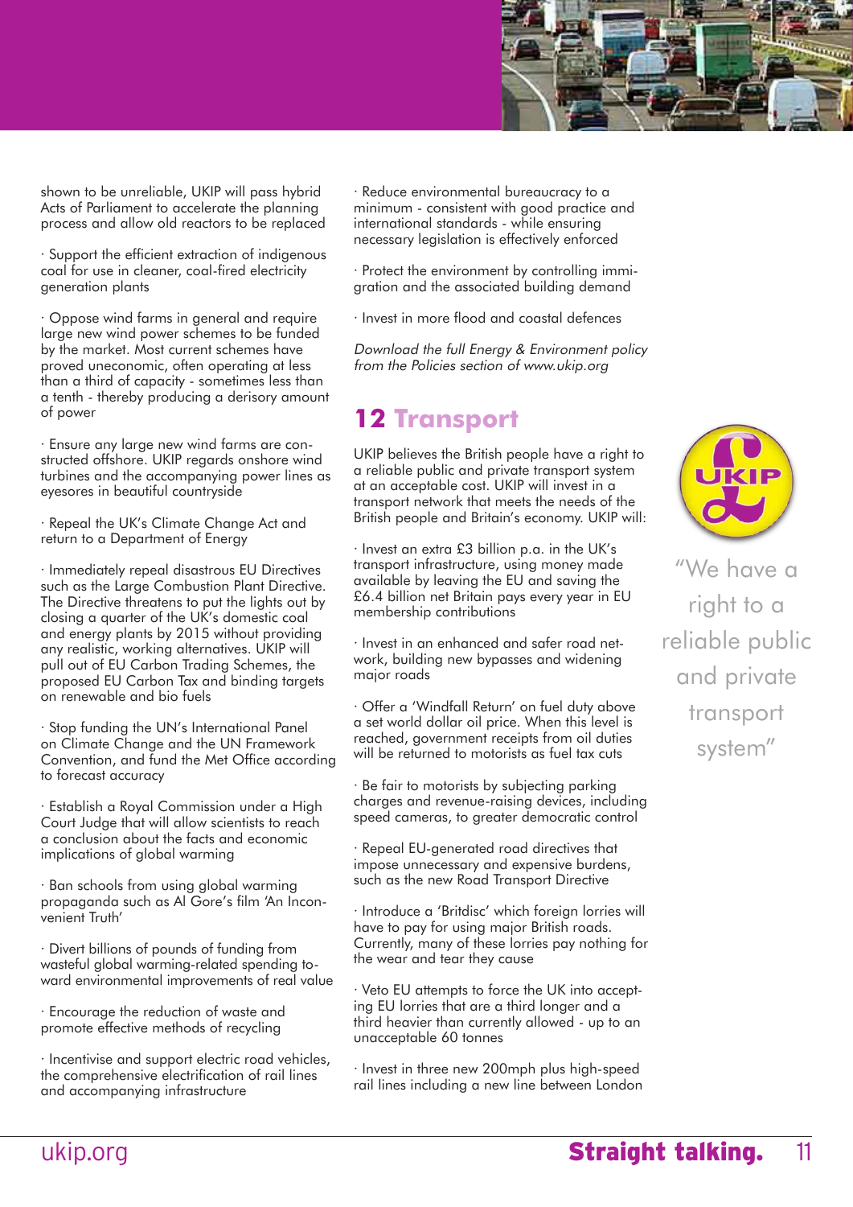shown to be unreliable, UKIP will pass hybrid Acts of Parliament to accelerate the planning process and allow old reactors to be replaced

· Support the efficient extraction of indigenous coal for use in cleaner, coal-fired electricity generation plants

· Oppose wind farms in general and require large new wind power schemes to be funded by the market. Most current schemes have proved uneconomic, often operating at less than a third of capacity - sometimes less than a tenth - thereby producing a derisory amount of power

· Ensure any large new wind farms are constructed offshore. UKIP regards onshore wind turbines and the accompanying power lines as eyesores in beautiful countryside

· Repeal the UK's Climate Change Act and return to a Department of Energy

· Immediately repeal disastrous EU Directives such as the Large Combustion Plant Directive. The Directive threatens to put the lights out by closing a quarter of the UK's domestic coal and energy plants by 2015 without providing any realistic, working alternatives. UKIP will pull out of EU Carbon Trading Schemes, the proposed EU Carbon Tax and binding targets on renewable and bio fuels

· Stop funding the UN's International Panel on Climate Change and the UN Framework Convention, and fund the Met Office according to forecast accuracy

· Establish a Royal Commission under a High Court Judge that will allow scientists to reach a conclusion about the facts and economic implications of global warming

· Ban schools from using global warming propaganda such as Al Gore's film 'An Inconvenient Truth'

· Divert billions of pounds of funding from wasteful global warming-related spending toward environmental improvements of real value

· Encourage the reduction of waste and promote effective methods of recycling

· Incentivise and support electric road vehicles, the comprehensive electrification of rail lines and accompanying infrastructure

· Reduce environmental bureaucracy to a minimum - consistent with good practice and international standards - while ensuring necessary legislation is effectively enforced

· Protect the environment by controlling immigration and the associated building demand

· Invest in more flood and coastal defences

*Download the full Energy & Environment policy from the Policies section of www.ukip.org*

## 12 Transport

UKIP believes the British people have a right to a reliable public and private transport system at an acceptable cost. UKIP will invest in a transport network that meets the needs of the British people and Britain's economy. UKIP will:

· Invest an extra £3 billion p.a. in the UK's transport infrastructure, using money made available by leaving the EU and saving the £6.4 billion net Britain pays every year in EU membership contributions

· Invest in an enhanced and safer road network, building new bypasses and widening major roads

· Offer a 'Windfall Return' on fuel duty above a set world dollar oil price. When this level is reached, government receipts from oil duties will be returned to motorists as fuel tax cuts

· Be fair to motorists by subjecting parking charges and revenue-raising devices, including speed cameras, to greater democratic control

· Repeal EU-generated road directives that impose unnecessary and expensive burdens, such as the new Road Transport Directive

· Introduce a 'Britdisc' which foreign lorries will have to pay for using major British roads. Currently, many of these lorries pay nothing for the wear and tear they cause

· Veto EU attempts to force the UK into accepting EU lorries that are a third longer and a third heavier than currently allowed - up to an unacceptable 60 tonnes

· Invest in three new 200mph plus high-speed rail lines including a new line between London

"We have a right to a reliable public and private transport system"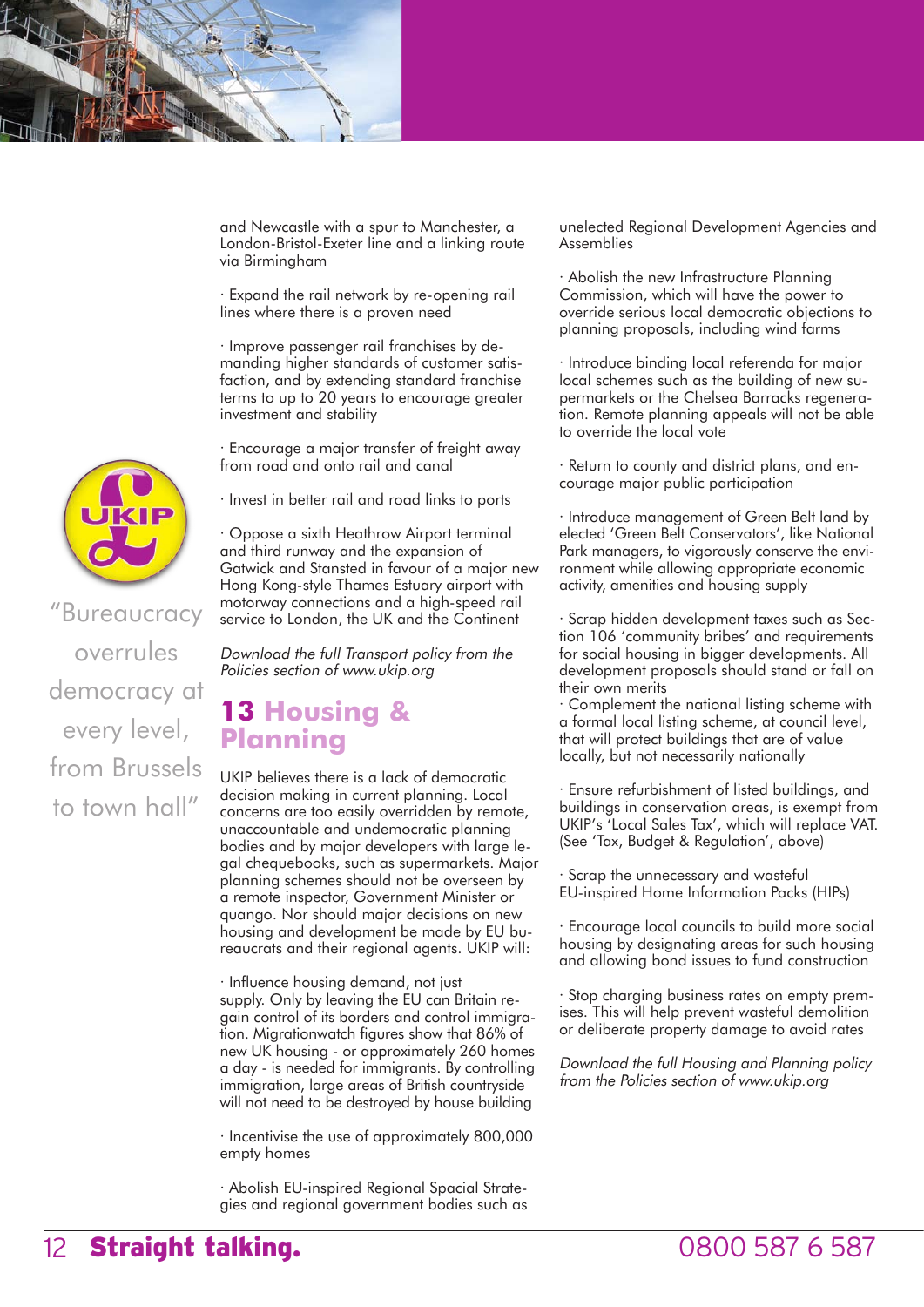and Newcastle with a spur to Manchester, a London-Bristol-Exeter line and a linking route via Birmingham

· Expand the rail network by re-opening rail lines where there is a proven need

· Improve passenger rail franchises by demanding higher standards of customer satisfaction, and by extending standard franchise terms to up to 20 years to encourage greater investment and stability

· Encourage a major transfer of freight away from road and onto rail and canal

· Invest in better rail and road links to ports

· Oppose a sixth Heathrow Airport terminal and third runway and the expansion of Gatwick and Stansted in favour of a major new Hong Kong-style Thames Estuary airport with motorway connections and a high-speed rail service to London, the UK and the Continent

*Download the full Transport policy from the Policies section of www.ukip.org*

"Bureaucracy overrules democracy at every level, from Brussels to town hall"

## 13 Housing & Planning

UKIP believes there is a lack of democratic decision making in current planning. Local concerns are too easily overridden by remote, unaccountable and undemocratic planning bodies and by major developers with large legal chequebooks, such as supermarkets. Major planning schemes should not be overseen by a remote inspector, Government Minister or quango. Nor should major decisions on new housing and development be made by EU bureaucrats and their regional agents. UKIP will:

· Influence housing demand, not just supply. Only by leaving the EU can Britain regain control of its borders and control immigration. Migrationwatch figures show that 86% of new UK housing - or approximately 260 homes a day - is needed for immigrants. By controlling immigration, large areas of British countryside will not need to be destroyed by house building

· Incentivise the use of approximately 800,000 empty homes

· Abolish EU-inspired Regional Spacial Strategies and regional government bodies such as unelected Regional Development Agencies and Assemblies

· Abolish the new Infrastructure Planning Commission, which will have the power to override serious local democratic objections to planning proposals, including wind farms

· Introduce binding local referenda for major local schemes such as the building of new supermarkets or the Chelsea Barracks regeneration. Remote planning appeals will not be able to override the local vote

· Return to county and district plans, and encourage major public participation

· Introduce management of Green Belt land by elected 'Green Belt Conservators', like National Park managers, to vigorously conserve the environment while allowing appropriate economic activity, amenities and housing supply

· Scrap hidden development taxes such as Section 106 'community bribes' and requirements for social housing in bigger developments. All development proposals should stand or fall on their own merits

· Complement the national listing scheme with a formal local listing scheme, at council level, that will protect buildings that are of value locally, but not necessarily nationally

· Ensure refurbishment of listed buildings, and buildings in conservation areas, is exempt from UKIP's 'Local Sales Tax', which will replace VAT. (See 'Tax, Budget & Regulation', above)

· Scrap the unnecessary and wasteful EU-inspired Home Information Packs (HIPs)

· Encourage local councils to build more social housing by designating areas for such housing and allowing bond issues to fund construction

· Stop charging business rates on empty premises. This will help prevent wasteful demolition or deliberate property damage to avoid rates

*Download the full Housing and Planning policy from the Policies section of www.ukip.org*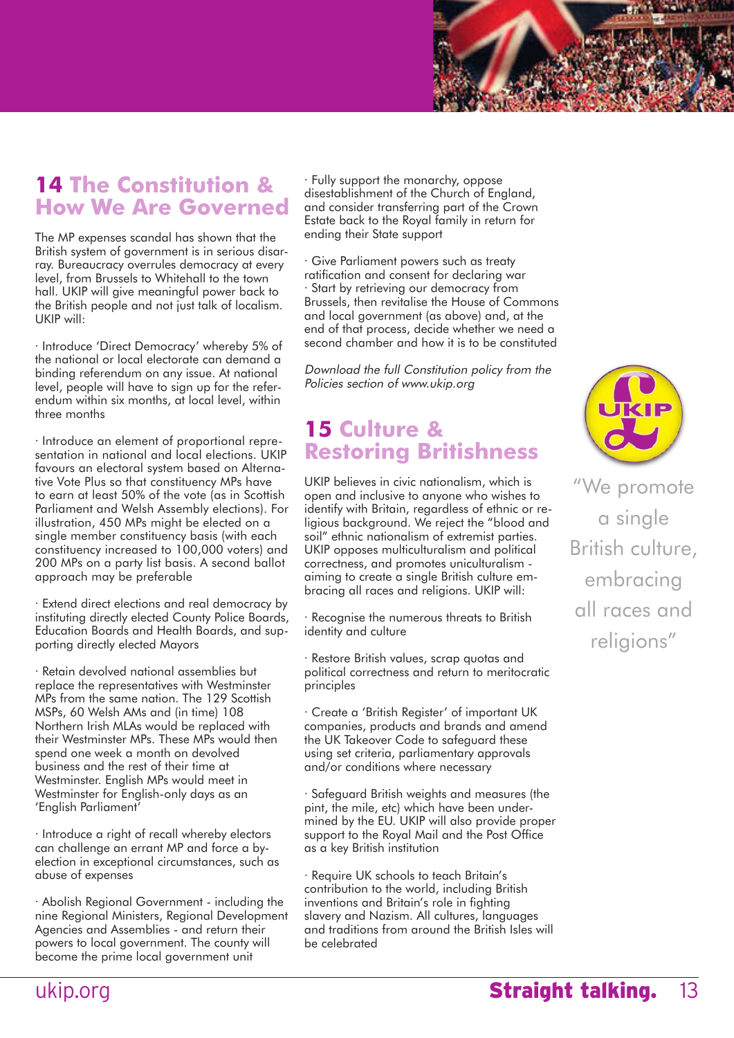## 14 The Constitution & How We Are Governed

The MP expenses scandal has shown that the British system of government is in serious disarray. Bureaucracy overrules democracy at every level, from Brussels to Whitehall to the town hall. UKIP will give meaningful power back to the British people and not just talk of localism. UKIP will:

- Introduce 'Direct Democracy' whereby 5% of the national or local electorate can demand a binding referendum on any issue. At national level, people will have to sign up for the referendum within six months, at local level, within three months

- Introduce an element of proportional representation in national and local elections. UKIP favours an electoral system based on Alternative Vote Plus so that constituency MPs have to earn at least 50% of the vote (as in Scottish Parliament and Welsh Assembly elections). For illustration, 450 MPs might be elected on a single member constituency basis (with each constituency increased to 100,000 voters) and 200 MPs on a party list basis. A second ballot approach may be preferable

- Extend direct elections and real democracy by instituting directly elected County Police Boards, Education Boards and Health Boards, and supporting directly elected Mayors

- Retain devolved national assemblies but replace the representatives with Westminster MPs from the same nation. The 129 Scottish MSPs, 60 Welsh AMs and (in time) 108 Northern Irish MLAs would be replaced with their Westminster MPs. These MPs would then spend one week a month on devolved business and the rest of their time at Westminster. English MPs would meet in Westminster for English-only days as an 'English Parliament'

- Introduce a right of recall whereby electors can challenge an errant MP and force a by-election in exceptional circumstances, such as abuse of expenses

- Abolish Regional Government - including the nine Regional Ministers, Regional Development Agencies and Assemblies - and return their powers to local government. The county will become the prime local government unit

- Fully support the monarchy, oppose disestablishment of the Church of England, and consider transferring part of the Crown Estate back to the Royal family in return for ending their State support

- Give Parliament powers such as treaty ratification and consent for declaring war
- Start by retrieving our democracy from Brussels, then revitalise the House of Commons and local government (as above) and, at the end of that process, decide whether we need a second chamber and how it is to be constituted

*Download the full Constitution policy from the Policies section of www.ukip.org*

## 15 Culture & Restoring Britishness

UKIP believes in civic nationalism, which is open and inclusive to anyone who wishes to identify with Britain, regardless of ethnic or religious background. We reject the "blood and soil" ethnic nationalism of extremist parties. UKIP opposes multiculturalism and political correctness, and promotes uniculturalism - aiming to create a single British culture embracing all races and religions. UKIP will:

- Recognise the numerous threats to British identity and culture

- Restore British values, scrap quotas and political correctness and return to meritocratic principles

- Create a 'British Register' of important UK companies, products and brands and amend the UK Takeover Code to safeguard these using set criteria, parliamentary approvals and/or conditions where necessary

- Safeguard British weights and measures (the pint, the mile, etc) which have been undermined by the EU. UKIP will also provide proper support to the Royal Mail and the Post Office as a key British institution

- Require UK schools to teach Britain's contribution to the world, including British inventions and Britain's role in fighting slavery and Nazism. All cultures, languages and traditions from around the British Isles will be celebrated

"We promote a single British culture, embracing all races and religions"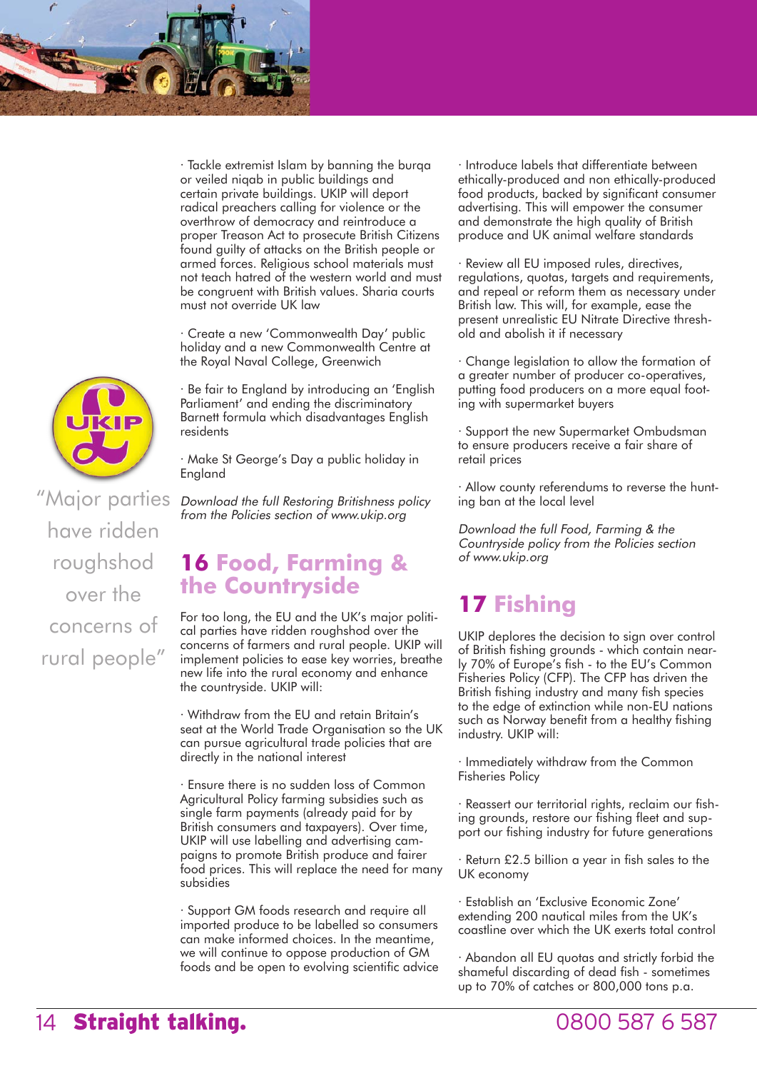· Tackle extremist Islam by banning the burqa or veiled niqab in public buildings and certain private buildings. UKIP will deport radical preachers calling for violence or the overthrow of democracy and reintroduce a proper Treason Act to prosecute British Citizens found guilty of attacks on the British people or armed forces. Religious school materials must not teach hatred of the western world and must be congruent with British values. Sharia courts must not override UK law

· Create a new 'Commonwealth Day' public holiday and a new Commonwealth Centre at the Royal Naval College, Greenwich

· Be fair to England by introducing an 'English Parliament' and ending the discriminatory Barnett formula which disadvantages English residents

· Make St George's Day a public holiday in England

*Download the full Restoring Britishness policy from the Policies section of www.ukip.org*

"Major parties have ridden roughshod over the concerns of rural people"

## 16 Food, Farming & the Countryside

For too long, the EU and the UK's major political parties have ridden roughshod over the concerns of farmers and rural people. UKIP will implement policies to ease key worries, breathe new life into the rural economy and enhance the countryside. UKIP will:

· Withdraw from the EU and retain Britain's seat at the World Trade Organisation so the UK can pursue agricultural trade policies that are directly in the national interest

· Ensure there is no sudden loss of Common Agricultural Policy farming subsidies such as single farm payments (already paid for by British consumers and taxpayers). Over time, UKIP will use labelling and advertising campaigns to promote British produce and fairer food prices. This will replace the need for many subsidies

· Support GM foods research and require all imported produce to be labelled so consumers can make informed choices. In the meantime, we will continue to oppose production of GM foods and be open to evolving scientific advice

· Introduce labels that differentiate between ethically-produced and non ethically-produced food products, backed by significant consumer advertising. This will empower the consumer and demonstrate the high quality of British produce and UK animal welfare standards

· Review all EU imposed rules, directives, regulations, quotas, targets and requirements, and repeal or reform them as necessary under British law. This will, for example, ease the present unrealistic EU Nitrate Directive threshold and abolish it if necessary

· Change legislation to allow the formation of a greater number of producer co-operatives, putting food producers on a more equal footing with supermarket buyers

· Support the new Supermarket Ombudsman to ensure producers receive a fair share of retail prices

· Allow county referendums to reverse the hunting ban at the local level

*Download the full Food, Farming & the Countryside policy from the Policies section of www.ukip.org*

## 17 Fishing

UKIP deplores the decision to sign over control of British fishing grounds - which contain nearly 70% of Europe's fish - to the EU's Common Fisheries Policy (CFP). The CFP has driven the British fishing industry and many fish species to the edge of extinction while non-EU nations such as Norway benefit from a healthy fishing industry. UKIP will:

· Immediately withdraw from the Common Fisheries Policy

· Reassert our territorial rights, reclaim our fishing grounds, restore our fishing fleet and support our fishing industry for future generations

· Return £2.5 billion a year in fish sales to the UK economy

· Establish an 'Exclusive Economic Zone' extending 200 nautical miles from the UK's coastline over which the UK exerts total control

· Abandon all EU quotas and strictly forbid the shameful discarding of dead fish - sometimes up to 70% of catches or 800,000 tons p.a.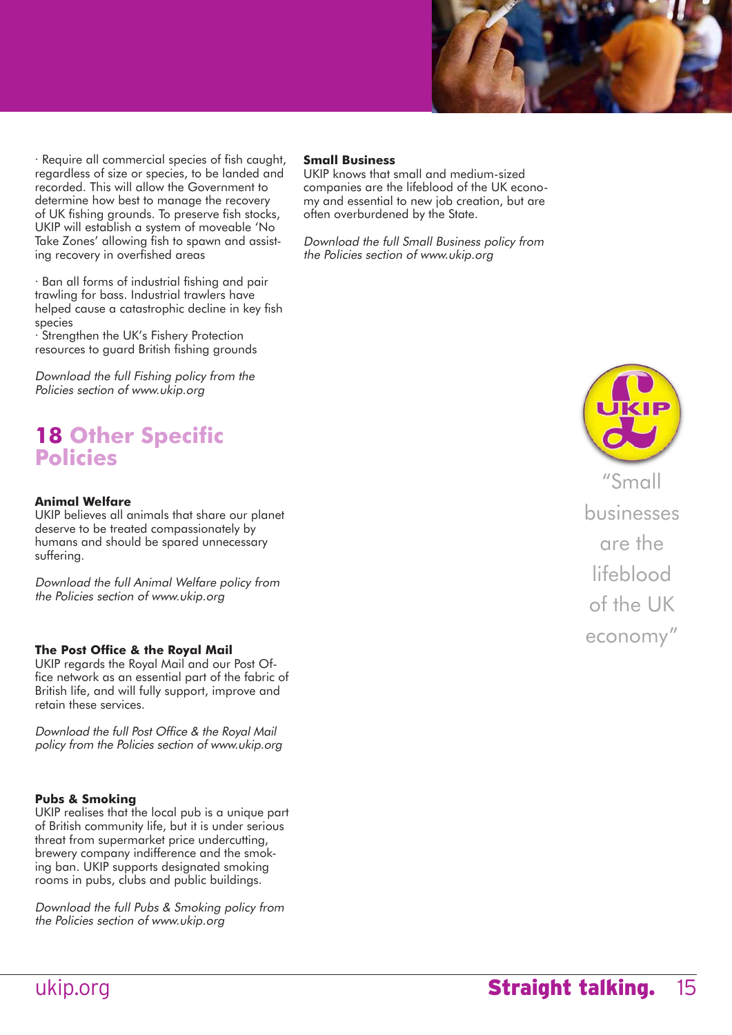· Require all commercial species of fish caught, regardless of size or species, to be landed and recorded. This will allow the Government to determine how best to manage the recovery of UK fishing grounds. To preserve fish stocks, UKIP will establish a system of moveable 'No Take Zones' allowing fish to spawn and assisting recovery in overfished areas

· Ban all forms of industrial fishing and pair trawling for bass. Industrial trawlers have helped cause a catastrophic decline in key fish species

· Strengthen the UK's Fishery Protection resources to guard British fishing grounds

*Download the full Fishing policy from the Policies section of www.ukip.org*

## 18 Other Specific Policies

**Animal Welfare**

UKIP believes all animals that share our planet deserve to be treated compassionately by humans and should be spared unnecessary suffering.

*Download the full Animal Welfare policy from the Policies section of www.ukip.org*

**The Post Office & the Royal Mail**

UKIP regards the Royal Mail and our Post Office network as an essential part of the fabric of British life, and will fully support, improve and retain these services.

*Download the full Post Office & the Royal Mail policy from the Policies section of www.ukip.org*

**Pubs & Smoking**

UKIP realises that the local pub is a unique part of British community life, but it is under serious threat from supermarket price undercutting, brewery company indifference and the smoking ban. UKIP supports designated smoking rooms in pubs, clubs and public buildings.

*Download the full Pubs & Smoking policy from the Policies section of www.ukip.org*

**Small Business**

UKIP knows that small and medium-sized companies are the lifeblood of the UK economy and essential to new job creation, but are often overburdened by the State.

*Download the full Small Business policy from the Policies section of www.ukip.org*

"Small businesses are the lifeblood of the UK economy"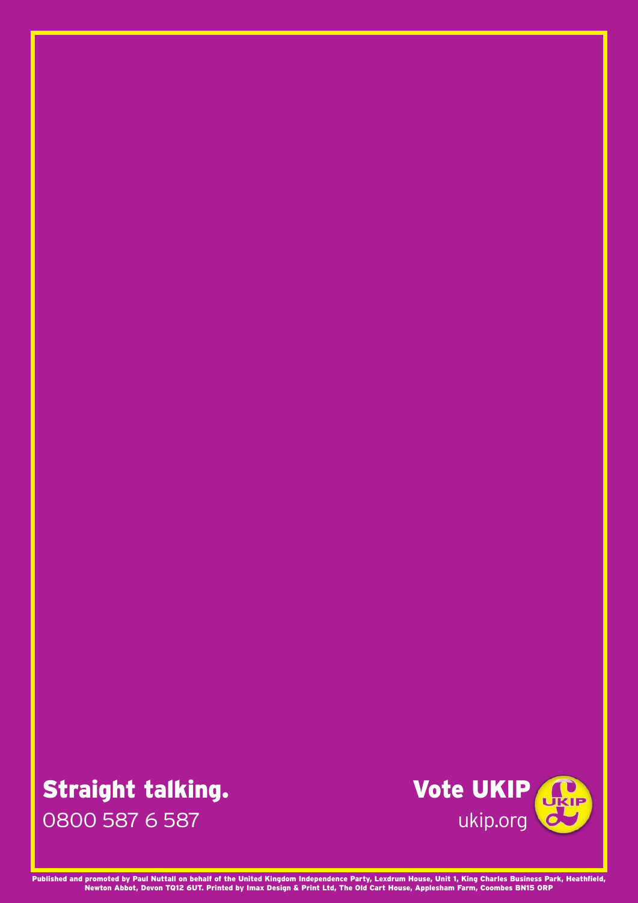**Straight talking.**

0800 587 6 587

**Vote UKIP**

ukip.org

Published and promoted by Paul Nuttall on behalf of the United Kingdom Independence Party, Lexdrum House, Unit 1, King Charles Business Park, Heathfield, Newton Abbot, Devon TQ12 6UT. Printed by Imax Design & Print Ltd, The Old Cart House, Applesham Farm, Coombes BN15 0RP